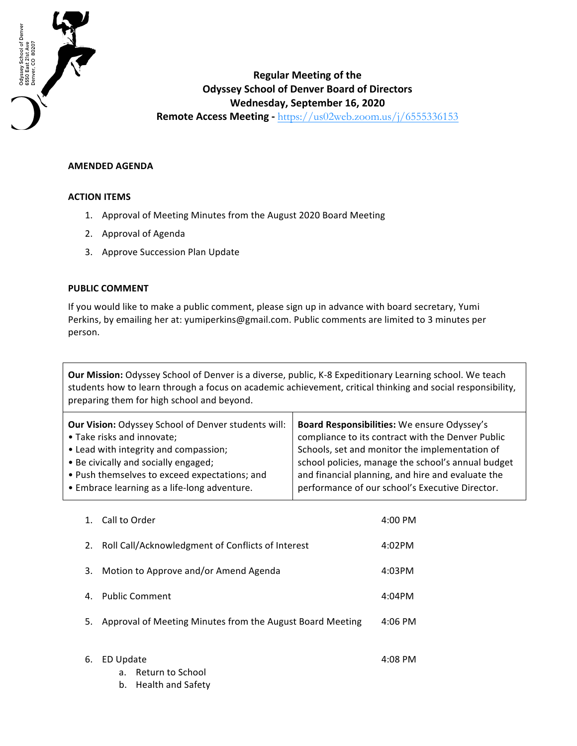Odyssey School of Denver
6550 East 21st Ave
Denver, CO 80207

# Regular Meeting of the Odyssey School of Denver Board of Directors

**Wednesday, September 16, 2020**

**Remote Access Meeting -** https://us02web.zoom.us/j/6555336153

**AMENDED AGENDA**

**ACTION ITEMS**

1. Approval of Meeting Minutes from the August 2020 Board Meeting
2. Approval of Agenda
3. Approve Succession Plan Update

**PUBLIC COMMENT**

If you would like to make a public comment, please sign up in advance with board secretary, Yumi Perkins, by emailing her at: yumiperkins@gmail.com. Public comments are limited to 3 minutes per person.

**Our Mission:** Odyssey School of Denver is a diverse, public, K-8 Expeditionary Learning school. We teach students how to learn through a focus on academic achievement, critical thinking and social responsibility, preparing them for high school and beyond.

**Our Vision:** Odyssey School of Denver students will:
- Take risks and innovate;
- Lead with integrity and compassion;
- Be civically and socially engaged;
- Push themselves to exceed expectations; and
- Embrace learning as a life-long adventure.

**Board Responsibilities:** We ensure Odyssey's compliance to its contract with the Denver Public Schools, set and monitor the implementation of school policies, manage the school's annual budget and financial planning, and hire and evaluate the performance of our school's Executive Director.

| | Item | Time |
|---|---|---|
| 1. | Call to Order | 4:00 PM |
| 2. | Roll Call/Acknowledgment of Conflicts of Interest | 4:02PM |
| 3. | Motion to Approve and/or Amend Agenda | 4:03PM |
| 4. | Public Comment | 4:04PM |
| 5. | Approval of Meeting Minutes from the August Board Meeting | 4:06 PM |
| 6. | ED Update<br>a. Return to School<br>b. Health and Safety | 4:08 PM |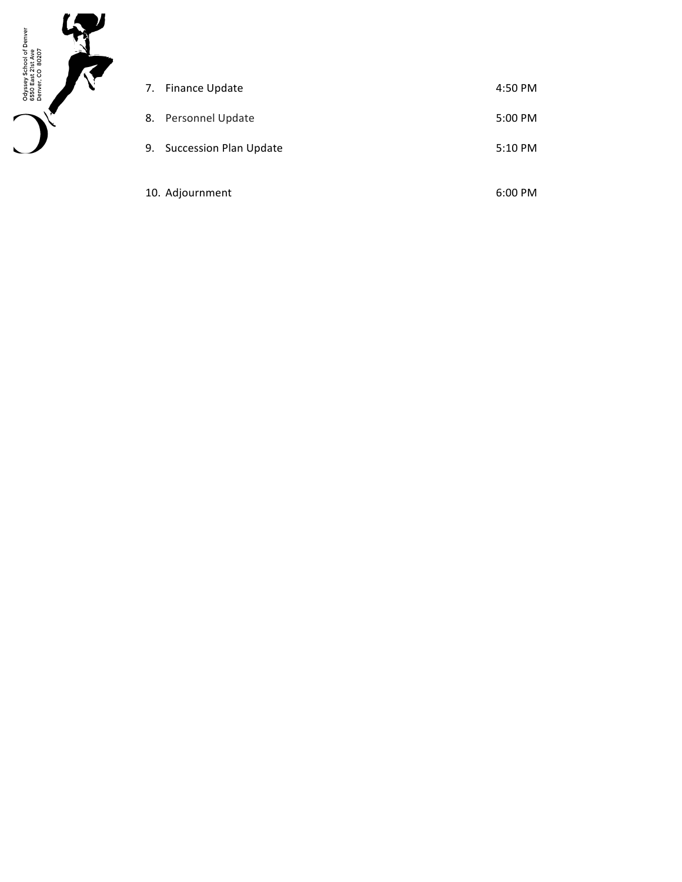| | |
|---|---|
| 7. Finance Update | 4:50 PM |
| 8. Personnel Update | 5:00 PM |
| 9. Succession Plan Update | 5:10 PM |
| 10. Adjournment | 6:00 PM |